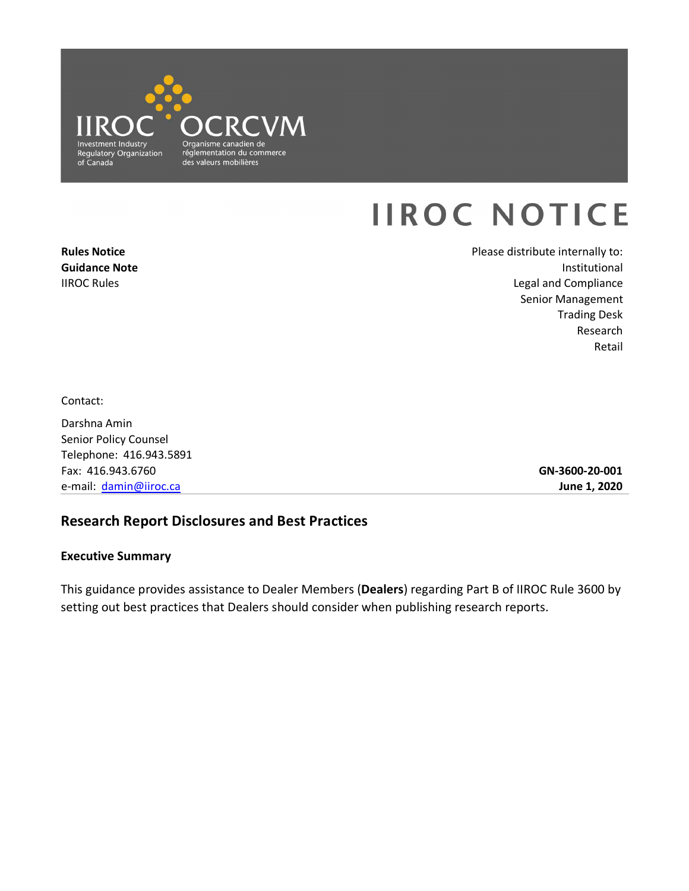IIROC
Investment Industry Regulatory Organization of Canada

OCRCVM
Organisme canadien de réglementation du commerce des valeurs mobilières

# IIROC NOTICE

**Rules Notice**
**Guidance Note**
IIROC Rules

Please distribute internally to:
Institutional
Legal and Compliance
Senior Management
Trading Desk
Research
Retail

Contact:

Darshna Amin
Senior Policy Counsel
Telephone: 416.943.5891
Fax: 416.943.6760
e-mail: damin@iiroc.ca

**GN-3600-20-001**
**June 1, 2020**

## Research Report Disclosures and Best Practices

### Executive Summary

This guidance provides assistance to Dealer Members (**Dealers**) regarding Part B of IIROC Rule 3600 by setting out best practices that Dealers should consider when publishing research reports.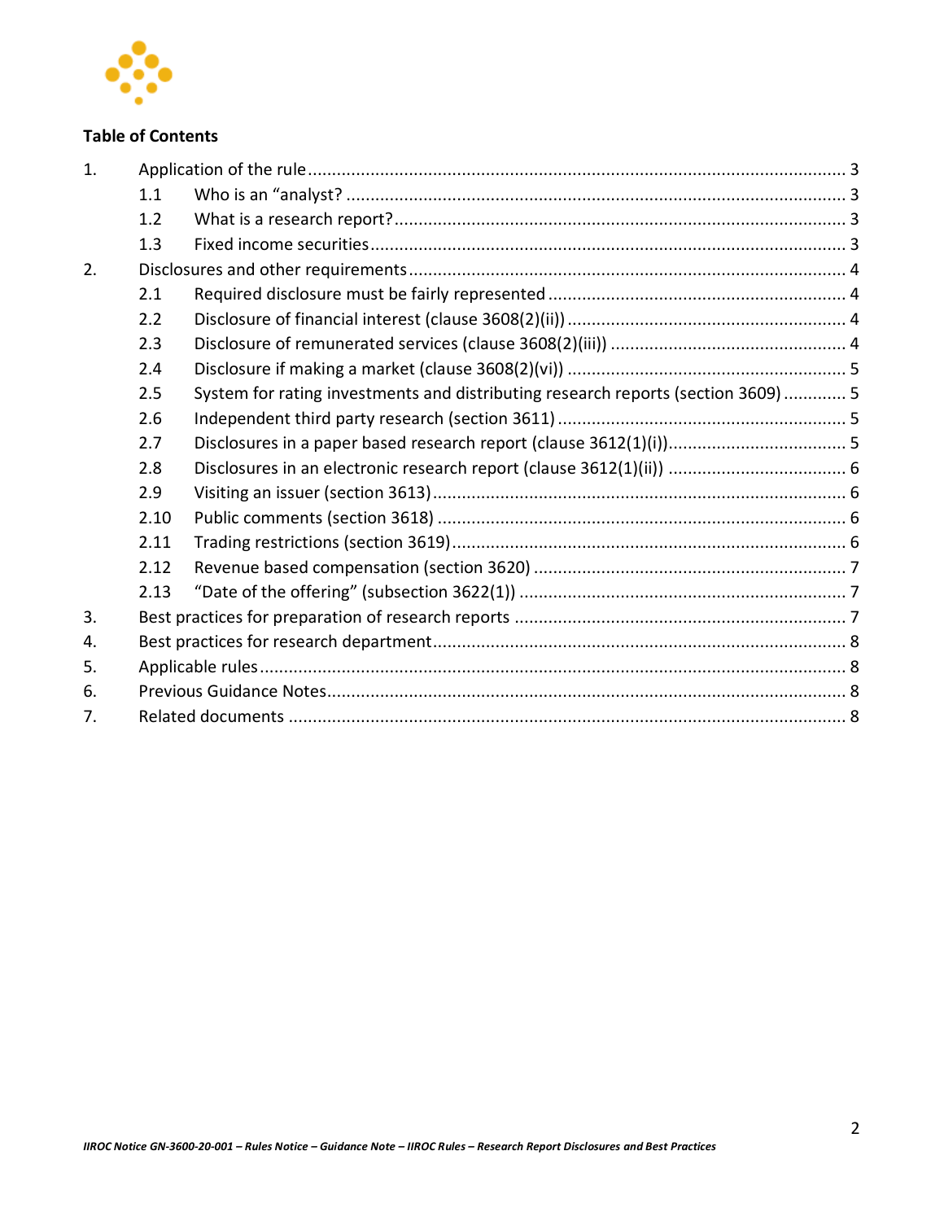**Table of Contents**

1. Application of the rule ... 3
   - 1.1 Who is an "analyst? ... 3
   - 1.2 What is a research report? ... 3
   - 1.3 Fixed income securities ... 3
2. Disclosures and other requirements ... 4
   - 2.1 Required disclosure must be fairly represented ... 4
   - 2.2 Disclosure of financial interest (clause 3608(2)(ii)) ... 4
   - 2.3 Disclosure of remunerated services (clause 3608(2)(iii)) ... 4
   - 2.4 Disclosure if making a market (clause 3608(2)(vi)) ... 5
   - 2.5 System for rating investments and distributing research reports (section 3609) ... 5
   - 2.6 Independent third party research (section 3611) ... 5
   - 2.7 Disclosures in a paper based research report (clause 3612(1)(i)) ... 5
   - 2.8 Disclosures in an electronic research report (clause 3612(1)(ii)) ... 6
   - 2.9 Visiting an issuer (section 3613) ... 6
   - 2.10 Public comments (section 3618) ... 6
   - 2.11 Trading restrictions (section 3619) ... 6
   - 2.12 Revenue based compensation (section 3620) ... 7
   - 2.13 "Date of the offering" (subsection 3622(1)) ... 7
3. Best practices for preparation of research reports ... 7
4. Best practices for research department ... 8
5. Applicable rules ... 8
6. Previous Guidance Notes ... 8
7. Related documents ... 8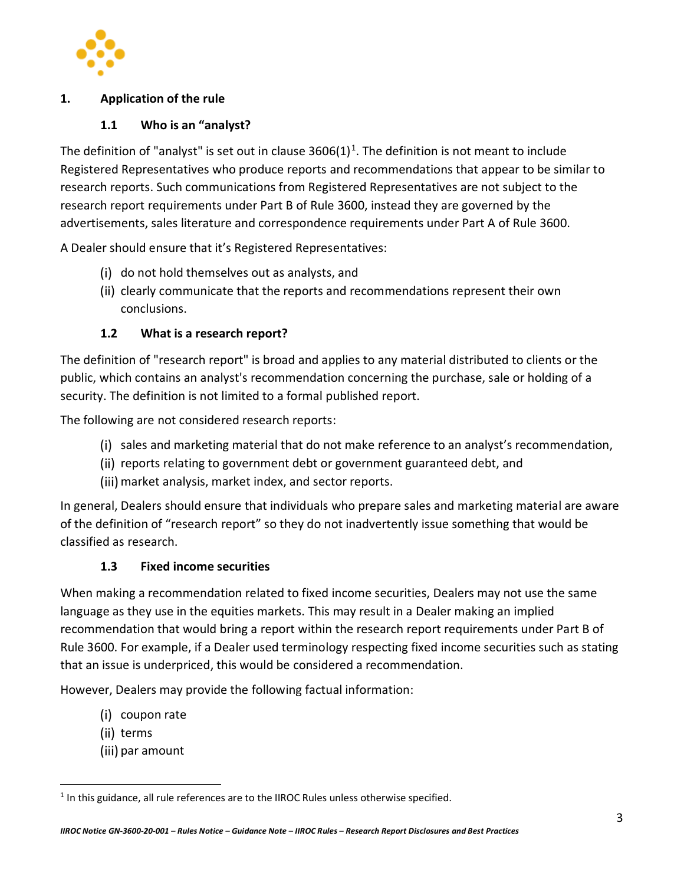## 1. Application of the rule

### 1.1 Who is an "analyst?

The definition of "analyst" is set out in clause 3606(1)[1]. The definition is not meant to include Registered Representatives who produce reports and recommendations that appear to be similar to research reports. Such communications from Registered Representatives are not subject to the research report requirements under Part B of Rule 3600, instead they are governed by the advertisements, sales literature and correspondence requirements under Part A of Rule 3600.

A Dealer should ensure that it's Registered Representatives:

(i) do not hold themselves out as analysts, and
(ii) clearly communicate that the reports and recommendations represent their own conclusions.

### 1.2 What is a research report?

The definition of "research report" is broad and applies to any material distributed to clients or the public, which contains an analyst's recommendation concerning the purchase, sale or holding of a security. The definition is not limited to a formal published report.

The following are not considered research reports:

(i) sales and marketing material that do not make reference to an analyst's recommendation,
(ii) reports relating to government debt or government guaranteed debt, and
(iii) market analysis, market index, and sector reports.

In general, Dealers should ensure that individuals who prepare sales and marketing material are aware of the definition of "research report" so they do not inadvertently issue something that would be classified as research.

### 1.3 Fixed income securities

When making a recommendation related to fixed income securities, Dealers may not use the same language as they use in the equities markets. This may result in a Dealer making an implied recommendation that would bring a report within the research report requirements under Part B of Rule 3600. For example, if a Dealer used terminology respecting fixed income securities such as stating that an issue is underpriced, this would be considered a recommendation.

However, Dealers may provide the following factual information:

(i) coupon rate
(ii) terms
(iii) par amount

[1] In this guidance, all rule references are to the IIROC Rules unless otherwise specified.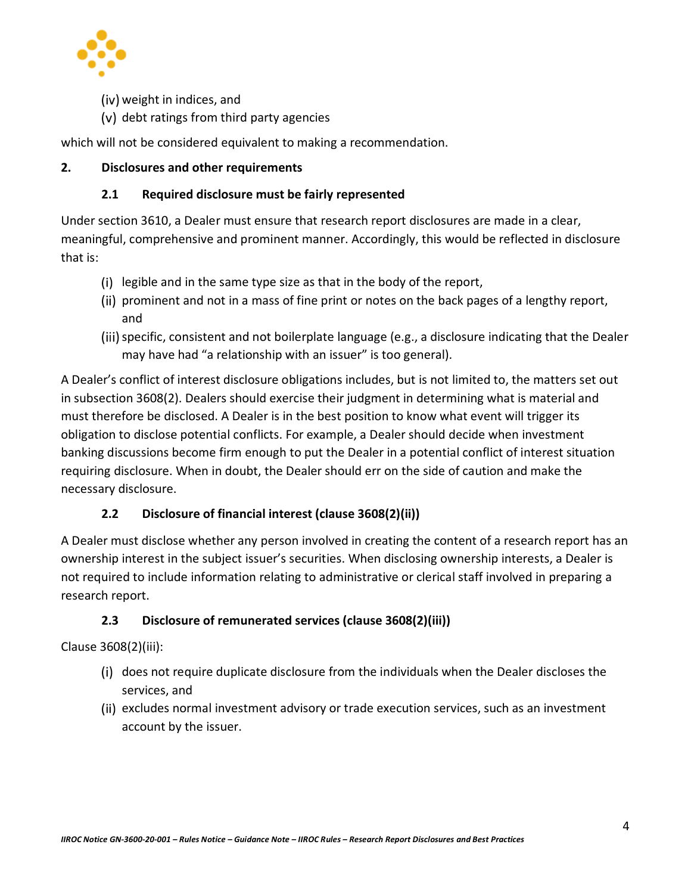(iv) weight in indices, and
(v) debt ratings from third party agencies

which will not be considered equivalent to making a recommendation.

## 2. Disclosures and other requirements

### 2.1 Required disclosure must be fairly represented

Under section 3610, a Dealer must ensure that research report disclosures are made in a clear, meaningful, comprehensive and prominent manner. Accordingly, this would be reflected in disclosure that is:

(i) legible and in the same type size as that in the body of the report,
(ii) prominent and not in a mass of fine print or notes on the back pages of a lengthy report, and
(iii) specific, consistent and not boilerplate language (e.g., a disclosure indicating that the Dealer may have had "a relationship with an issuer" is too general).

A Dealer's conflict of interest disclosure obligations includes, but is not limited to, the matters set out in subsection 3608(2). Dealers should exercise their judgment in determining what is material and must therefore be disclosed. A Dealer is in the best position to know what event will trigger its obligation to disclose potential conflicts. For example, a Dealer should decide when investment banking discussions become firm enough to put the Dealer in a potential conflict of interest situation requiring disclosure. When in doubt, the Dealer should err on the side of caution and make the necessary disclosure.

### 2.2 Disclosure of financial interest (clause 3608(2)(ii))

A Dealer must disclose whether any person involved in creating the content of a research report has an ownership interest in the subject issuer's securities. When disclosing ownership interests, a Dealer is not required to include information relating to administrative or clerical staff involved in preparing a research report.

### 2.3 Disclosure of remunerated services (clause 3608(2)(iii))

Clause 3608(2)(iii):

(i) does not require duplicate disclosure from the individuals when the Dealer discloses the services, and
(ii) excludes normal investment advisory or trade execution services, such as an investment account by the issuer.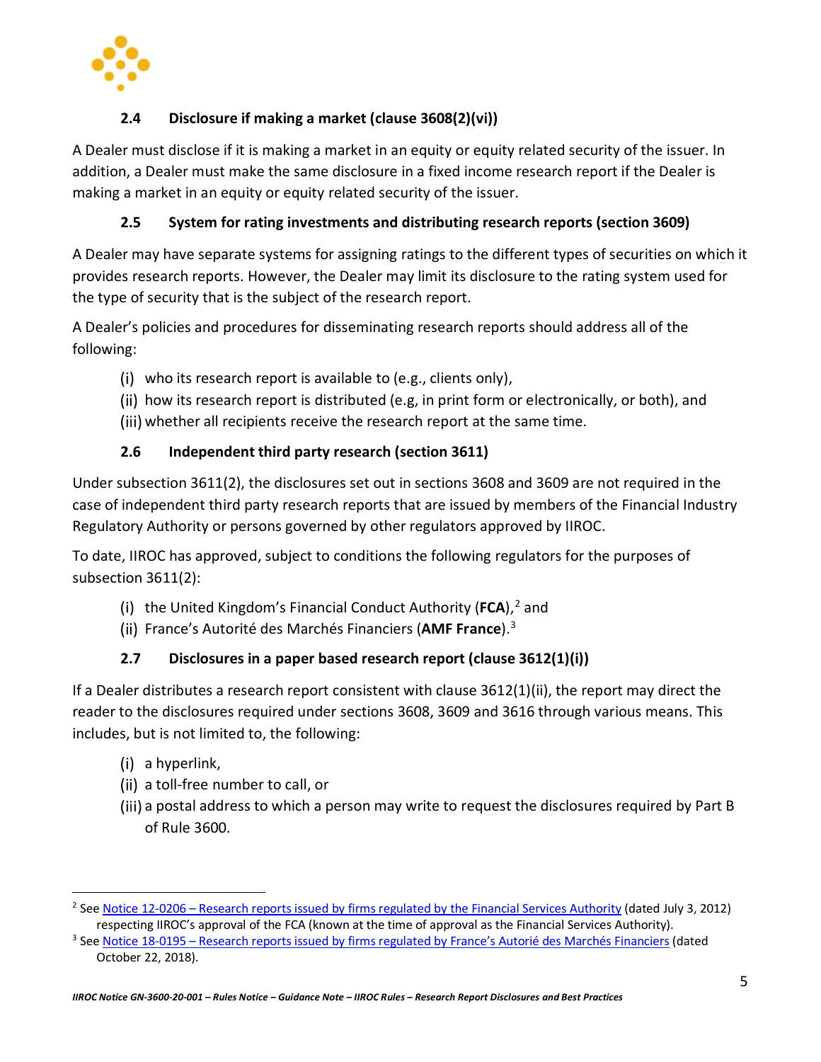### 2.4 Disclosure if making a market (clause 3608(2)(vi))

A Dealer must disclose if it is making a market in an equity or equity related security of the issuer. In addition, a Dealer must make the same disclosure in a fixed income research report if the Dealer is making a market in an equity or equity related security of the issuer.

### 2.5 System for rating investments and distributing research reports (section 3609)

A Dealer may have separate systems for assigning ratings to the different types of securities on which it provides research reports. However, the Dealer may limit its disclosure to the rating system used for the type of security that is the subject of the research report.

A Dealer's policies and procedures for disseminating research reports should address all of the following:

(i) who its research report is available to (e.g., clients only),
(ii) how its research report is distributed (e.g, in print form or electronically, or both), and
(iii) whether all recipients receive the research report at the same time.

### 2.6 Independent third party research (section 3611)

Under subsection 3611(2), the disclosures set out in sections 3608 and 3609 are not required in the case of independent third party research reports that are issued by members of the Financial Industry Regulatory Authority or persons governed by other regulators approved by IIROC.

To date, IIROC has approved, subject to conditions the following regulators for the purposes of subsection 3611(2):

(i) the United Kingdom's Financial Conduct Authority (**FCA**),[2] and
(ii) France's Autorité des Marchés Financiers (**AMF France**).[3]

### 2.7 Disclosures in a paper based research report (clause 3612(1)(i))

If a Dealer distributes a research report consistent with clause 3612(1)(ii), the report may direct the reader to the disclosures required under sections 3608, 3609 and 3616 through various means. This includes, but is not limited to, the following:

(i) a hyperlink,
(ii) a toll-free number to call, or
(iii) a postal address to which a person may write to request the disclosures required by Part B of Rule 3600.

---

[2] See Notice 12-0206 – Research reports issued by firms regulated by the Financial Services Authority (dated July 3, 2012) respecting IIROC's approval of the FCA (known at the time of approval as the Financial Services Authority).

[3] See Notice 18-0195 – Research reports issued by firms regulated by France's Autorié des Marchés Financiers (dated October 22, 2018).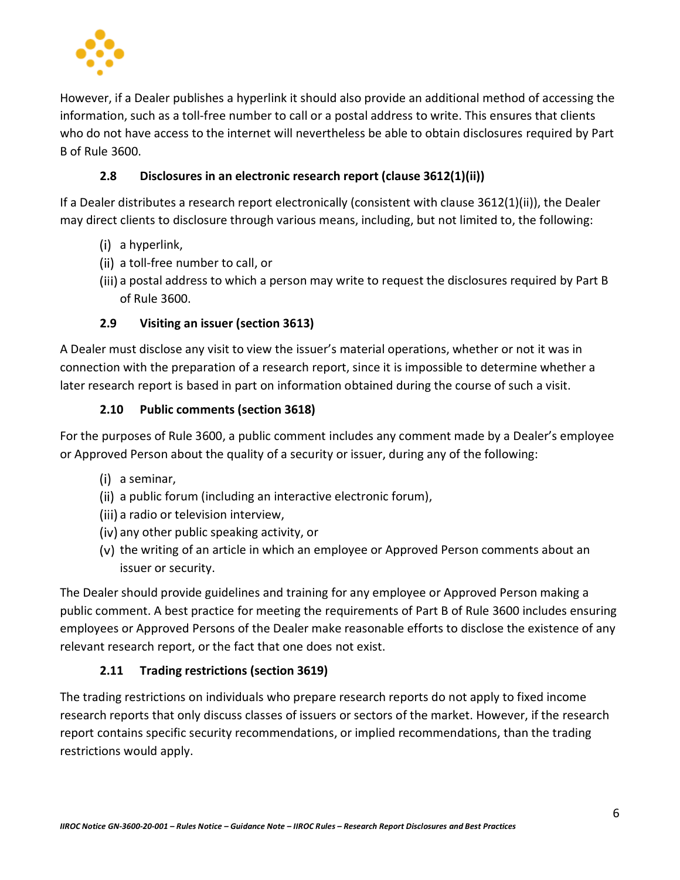However, if a Dealer publishes a hyperlink it should also provide an additional method of accessing the information, such as a toll-free number to call or a postal address to write. This ensures that clients who do not have access to the internet will nevertheless be able to obtain disclosures required by Part B of Rule 3600.

### 2.8 Disclosures in an electronic research report (clause 3612(1)(ii))

If a Dealer distributes a research report electronically (consistent with clause 3612(1)(ii)), the Dealer may direct clients to disclosure through various means, including, but not limited to, the following:

(i) a hyperlink,
(ii) a toll-free number to call, or
(iii) a postal address to which a person may write to request the disclosures required by Part B of Rule 3600.

### 2.9 Visiting an issuer (section 3613)

A Dealer must disclose any visit to view the issuer's material operations, whether or not it was in connection with the preparation of a research report, since it is impossible to determine whether a later research report is based in part on information obtained during the course of such a visit.

### 2.10 Public comments (section 3618)

For the purposes of Rule 3600, a public comment includes any comment made by a Dealer's employee or Approved Person about the quality of a security or issuer, during any of the following:

(i) a seminar,
(ii) a public forum (including an interactive electronic forum),
(iii) a radio or television interview,
(iv) any other public speaking activity, or
(v) the writing of an article in which an employee or Approved Person comments about an issuer or security.

The Dealer should provide guidelines and training for any employee or Approved Person making a public comment. A best practice for meeting the requirements of Part B of Rule 3600 includes ensuring employees or Approved Persons of the Dealer make reasonable efforts to disclose the existence of any relevant research report, or the fact that one does not exist.

### 2.11 Trading restrictions (section 3619)

The trading restrictions on individuals who prepare research reports do not apply to fixed income research reports that only discuss classes of issuers or sectors of the market. However, if the research report contains specific security recommendations, or implied recommendations, than the trading restrictions would apply.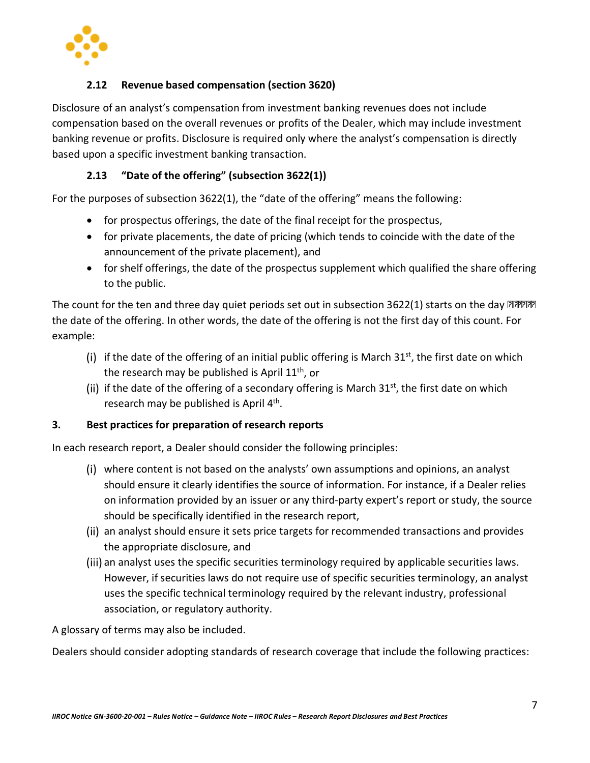### 2.12 Revenue based compensation (section 3620)

Disclosure of an analyst's compensation from investment banking revenues does not include compensation based on the overall revenues or profits of the Dealer, which may include investment banking revenue or profits. Disclosure is required only where the analyst's compensation is directly based upon a specific investment banking transaction.

### 2.13 "Date of the offering" (subsection 3622(1))

For the purposes of subsection 3622(1), the "date of the offering" means the following:

- for prospectus offerings, the date of the final receipt for the prospectus,
- for private placements, the date of pricing (which tends to coincide with the date of the announcement of the private placement), and
- for shelf offerings, the date of the prospectus supplement which qualified the share offering to the public.

The count for the ten and three day quiet periods set out in subsection 3622(1) starts on the day ����� the date of the offering. In other words, the date of the offering is not the first day of this count. For example:

(i) if the date of the offering of an initial public offering is March 31st, the first date on which the research may be published is April 11th, or

(ii) if the date of the offering of a secondary offering is March 31st, the first date on which research may be published is April 4th.

## 3. Best practices for preparation of research reports

In each research report, a Dealer should consider the following principles:

(i) where content is not based on the analysts' own assumptions and opinions, an analyst should ensure it clearly identifies the source of information. For instance, if a Dealer relies on information provided by an issuer or any third-party expert's report or study, the source should be specifically identified in the research report,

(ii) an analyst should ensure it sets price targets for recommended transactions and provides the appropriate disclosure, and

(iii) an analyst uses the specific securities terminology required by applicable securities laws. However, if securities laws do not require use of specific securities terminology, an analyst uses the specific technical terminology required by the relevant industry, professional association, or regulatory authority.

A glossary of terms may also be included.

Dealers should consider adopting standards of research coverage that include the following practices: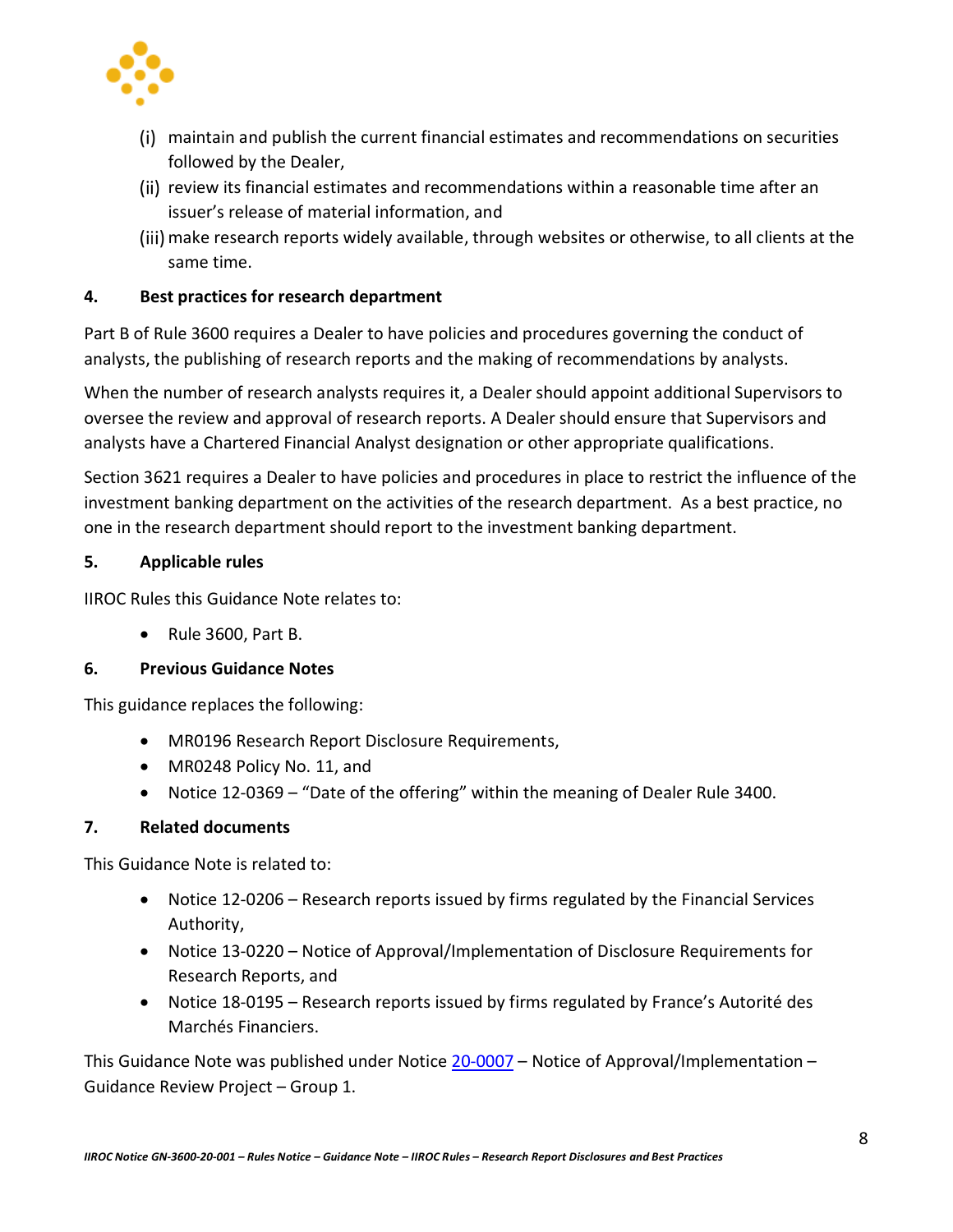(i) maintain and publish the current financial estimates and recommendations on securities followed by the Dealer,
(ii) review its financial estimates and recommendations within a reasonable time after an issuer's release of material information, and
(iii) make research reports widely available, through websites or otherwise, to all clients at the same time.

## 4. Best practices for research department

Part B of Rule 3600 requires a Dealer to have policies and procedures governing the conduct of analysts, the publishing of research reports and the making of recommendations by analysts.

When the number of research analysts requires it, a Dealer should appoint additional Supervisors to oversee the review and approval of research reports. A Dealer should ensure that Supervisors and analysts have a Chartered Financial Analyst designation or other appropriate qualifications.

Section 3621 requires a Dealer to have policies and procedures in place to restrict the influence of the investment banking department on the activities of the research department. As a best practice, no one in the research department should report to the investment banking department.

## 5. Applicable rules

IIROC Rules this Guidance Note relates to:

- Rule 3600, Part B.

## 6. Previous Guidance Notes

This guidance replaces the following:

- MR0196 Research Report Disclosure Requirements,
- MR0248 Policy No. 11, and
- Notice 12-0369 – "Date of the offering" within the meaning of Dealer Rule 3400.

## 7. Related documents

This Guidance Note is related to:

- Notice 12-0206 – Research reports issued by firms regulated by the Financial Services Authority,
- Notice 13-0220 – Notice of Approval/Implementation of Disclosure Requirements for Research Reports, and
- Notice 18-0195 – Research reports issued by firms regulated by France's Autorité des Marchés Financiers.

This Guidance Note was published under Notice 20-0007 – Notice of Approval/Implementation – Guidance Review Project – Group 1.